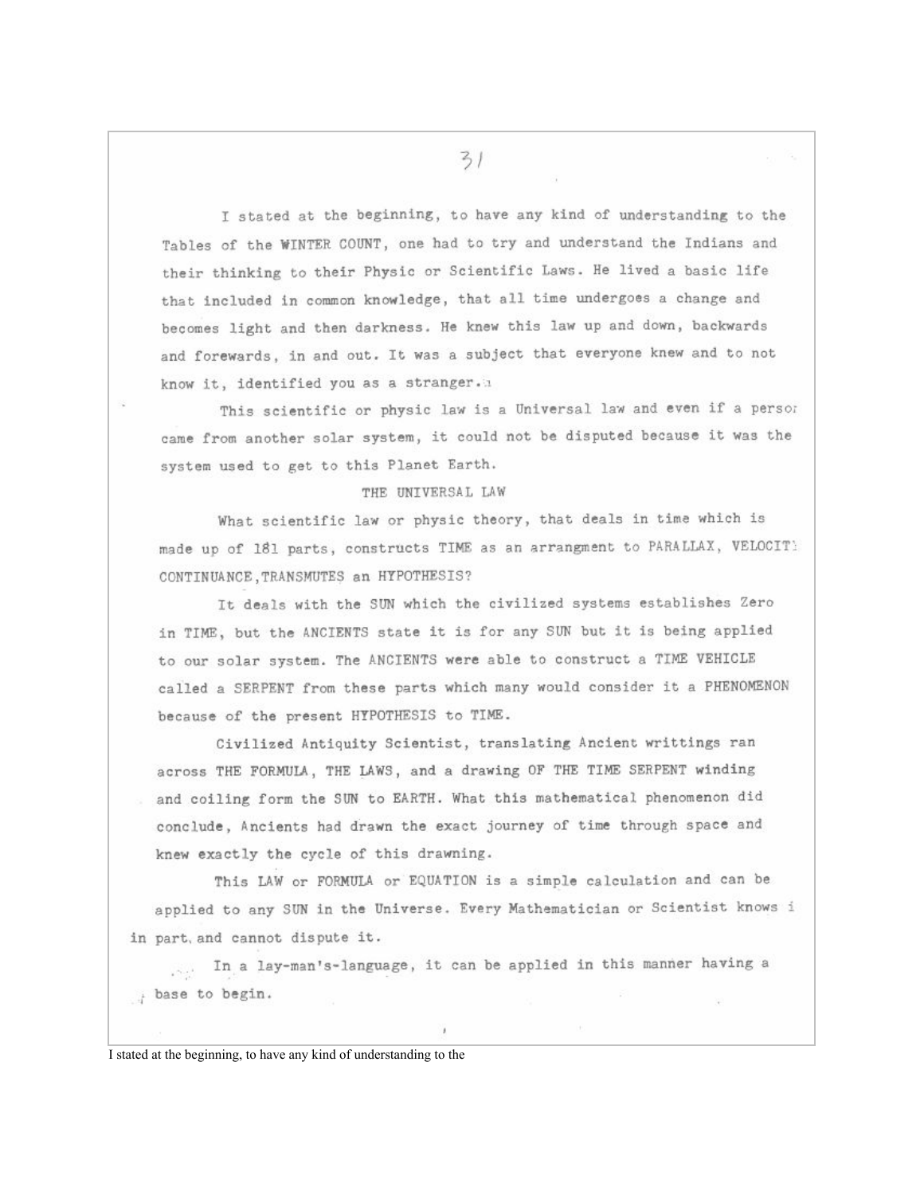I stated at the beginning, to have any kind of understanding to the Tables of the WINTER COUNT, one had to try and understand the Indians and their thinking to their Physic or Scientific Laws. He lived a basic life that included in common knowledge, that all time undergoes a change and becomes light and then darkness. He knew this law up and down, backwards and forewards, in and out. It was a subject that everyone knew and to not know it, identified you as a stranger.

This scientific or physic law is a Universal law and even if a person came from another solar system, it could not be disputed because it was the system used to get to this Planet Earth.

## THE UNIVERSAL LAW

What scientific law or physic theory, that deals in time which is made up of 181 parts, constructs TIME as an arrangment to PARALLAX, VELOCITY CONTINUANCE, TRANSMUTES an HYPOTHESIS?

It deals with the SUN which the civilized systems establishes Zero in TIME, but the ANCIENTS state it is for any SUN but it is being applied to our solar system. The ANCIENTS were able to construct a TIME VEHICLE called a SERPENT from these parts which many would consider it a PHENOMENON because of the present HYPOTHESIS to TIME.

Civilized Antiquity Scientist, translating Ancient writtings ran across THE FORMULA, THE LAWS, and a drawing OF THE TIME SERPENT winding and coiling form the SUN to EARTH. What this mathematical phenomenon did conclude, Ancients had drawn the exact journey of time through space and knew exactly the cycle of this drawning.

This LAW or FORMULA or EQUATION is a simple calculation and can be applied to any SUN in the Universe. Every Mathematician or Scientist knows it in part, and cannot dispute it.

In a lay-man's-language, it can be applied in this manner having a base to begin.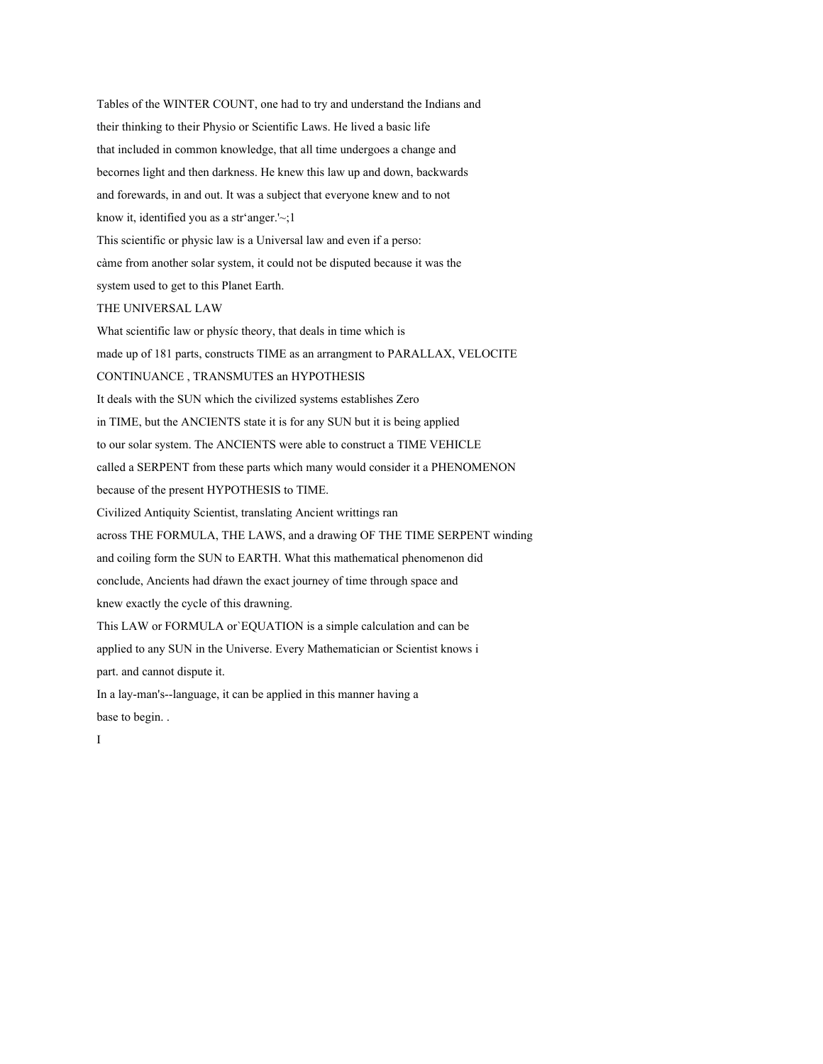Tables of the WINTER COUNT, one had to try and understand the Indians and their thinking to their Physio or Scientific Laws. He lived a basic life that included in common knowledge, that all time undergoes a change and becornes light and then darkness. He knew this law up and down, backwards and forewards, in and out. It was a subject that everyone knew and to not know it, identified you as a str'anger.'~;1

This scientific or physic law is a Universal law and even if a perso: càme from another solar system, it could not be disputed because it was the system used to get to this Planet Earth.

## THE UNIVERSAL LAW

What scientific law or physíc theory, that deals in time which is made up of 181 parts, constructs TIME as an arrangment to PARALLAX, VELOCITE CONTINUANCE , TRANSMUTES an HYPOTHESIS

It deals with the SUN which the civilized systems establishes Zero in TIME, but the ANCIENTS state it is for any SUN but it is being applied to our solar system. The ANCIENTS were able to construct a TIME VEHICLE called a SERPENT from these parts which many would consider it a PHENOMENON because of the present HYPOTHESIS to TIME.

Civilized Antiquity Scientist, translating Ancient writtings ran across THE FORMULA, THE LAWS, and a drawing OF THE TIME SERPENT winding and coiling form the SUN to EARTH. What this mathematical phenomenon did conclude, Ancients had dŕawn the exact journey of time through space and knew exactly the cycle of this drawning.

This LAW or FORMULA or`EQUATION is a simple calculation and can be applied to any SUN in the Universe. Every Mathematician or Scientist knows i part. and cannot dispute it.

In a lay-man's--language, it can be applied in this manner having a base to begin. .

I